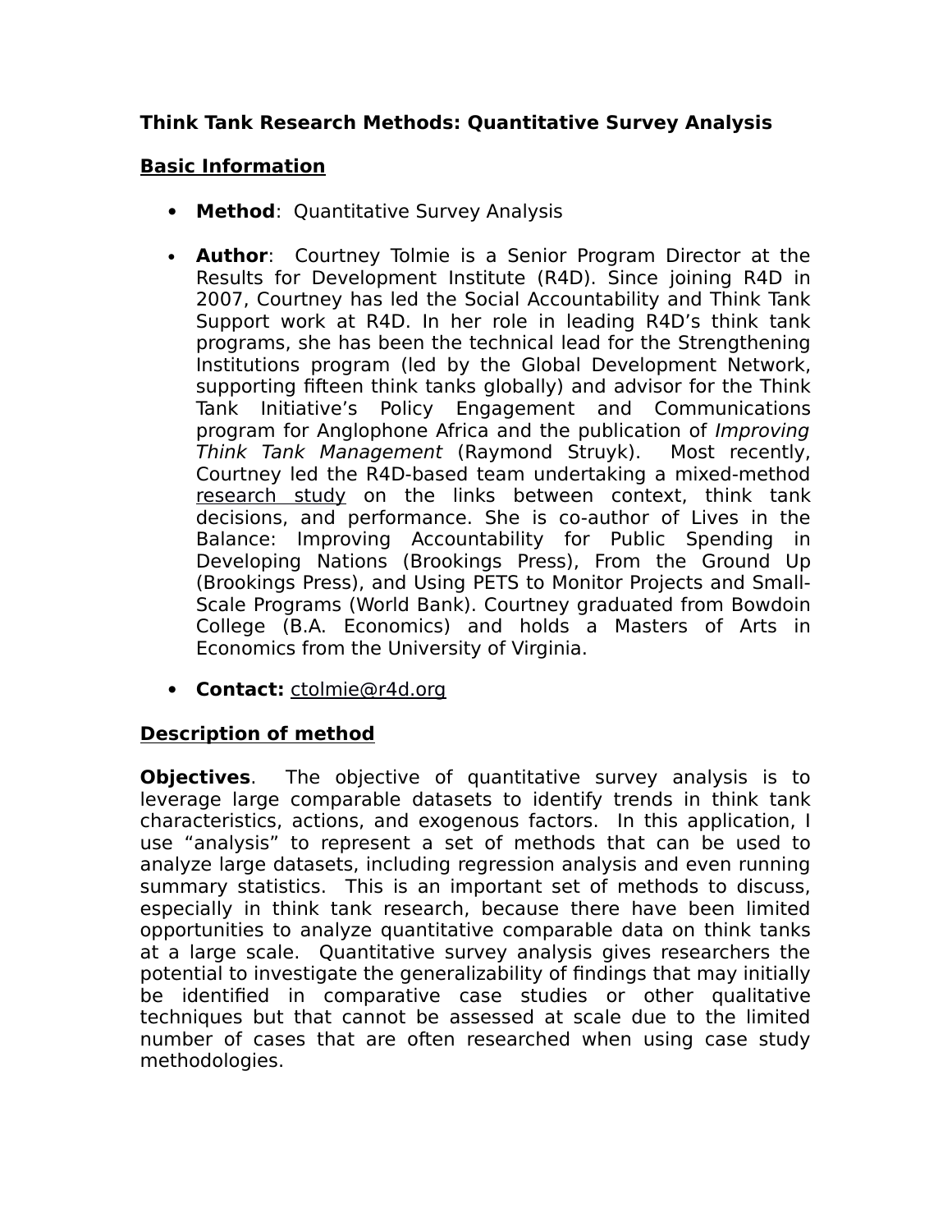**Think Tank Research Methods: Quantitative Survey Analysis**

## Basic Information

- **Method**: Quantitative Survey Analysis
- **Author**: Courtney Tolmie is a Senior Program Director at the Results for Development Institute (R4D). Since joining R4D in 2007, Courtney has led the Social Accountability and Think Tank Support work at R4D. In her role in leading R4D's think tank programs, she has been the technical lead for the Strengthening Institutions program (led by the Global Development Network, supporting fifteen think tanks globally) and advisor for the Think Tank Initiative's Policy Engagement and Communications program for Anglophone Africa and the publication of *Improving Think Tank Management* (Raymond Struyk). Most recently, Courtney led the R4D-based team undertaking a mixed-method research study on the links between context, think tank decisions, and performance. She is co-author of Lives in the Balance: Improving Accountability for Public Spending in Developing Nations (Brookings Press), From the Ground Up (Brookings Press), and Using PETS to Monitor Projects and Small-Scale Programs (World Bank). Courtney graduated from Bowdoin College (B.A. Economics) and holds a Masters of Arts in Economics from the University of Virginia.
- **Contact:** ctolmie@r4d.org

## Description of method

**Objectives**. The objective of quantitative survey analysis is to leverage large comparable datasets to identify trends in think tank characteristics, actions, and exogenous factors. In this application, I use "analysis" to represent a set of methods that can be used to analyze large datasets, including regression analysis and even running summary statistics. This is an important set of methods to discuss, especially in think tank research, because there have been limited opportunities to analyze quantitative comparable data on think tanks at a large scale. Quantitative survey analysis gives researchers the potential to investigate the generalizability of findings that may initially be identified in comparative case studies or other qualitative techniques but that cannot be assessed at scale due to the limited number of cases that are often researched when using case study methodologies.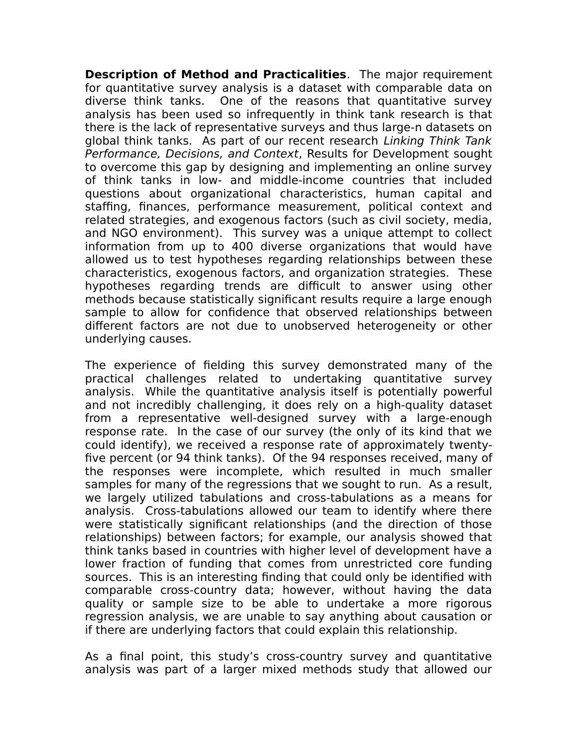**Description of Method and Practicalities**. The major requirement for quantitative survey analysis is a dataset with comparable data on diverse think tanks. One of the reasons that quantitative survey analysis has been used so infrequently in think tank research is that there is the lack of representative surveys and thus large-n datasets on global think tanks. As part of our recent research *Linking Think Tank Performance, Decisions, and Context*, Results for Development sought to overcome this gap by designing and implementing an online survey of think tanks in low- and middle-income countries that included questions about organizational characteristics, human capital and staffing, finances, performance measurement, political context and related strategies, and exogenous factors (such as civil society, media, and NGO environment). This survey was a unique attempt to collect information from up to 400 diverse organizations that would have allowed us to test hypotheses regarding relationships between these characteristics, exogenous factors, and organization strategies. These hypotheses regarding trends are difficult to answer using other methods because statistically significant results require a large enough sample to allow for confidence that observed relationships between different factors are not due to unobserved heterogeneity or other underlying causes.

The experience of fielding this survey demonstrated many of the practical challenges related to undertaking quantitative survey analysis. While the quantitative analysis itself is potentially powerful and not incredibly challenging, it does rely on a high-quality dataset from a representative well-designed survey with a large-enough response rate. In the case of our survey (the only of its kind that we could identify), we received a response rate of approximately twenty-five percent (or 94 think tanks). Of the 94 responses received, many of the responses were incomplete, which resulted in much smaller samples for many of the regressions that we sought to run. As a result, we largely utilized tabulations and cross-tabulations as a means for analysis. Cross-tabulations allowed our team to identify where there were statistically significant relationships (and the direction of those relationships) between factors; for example, our analysis showed that think tanks based in countries with higher level of development have a lower fraction of funding that comes from unrestricted core funding sources. This is an interesting finding that could only be identified with comparable cross-country data; however, without having the data quality or sample size to be able to undertake a more rigorous regression analysis, we are unable to say anything about causation or if there are underlying factors that could explain this relationship.

As a final point, this study's cross-country survey and quantitative analysis was part of a larger mixed methods study that allowed our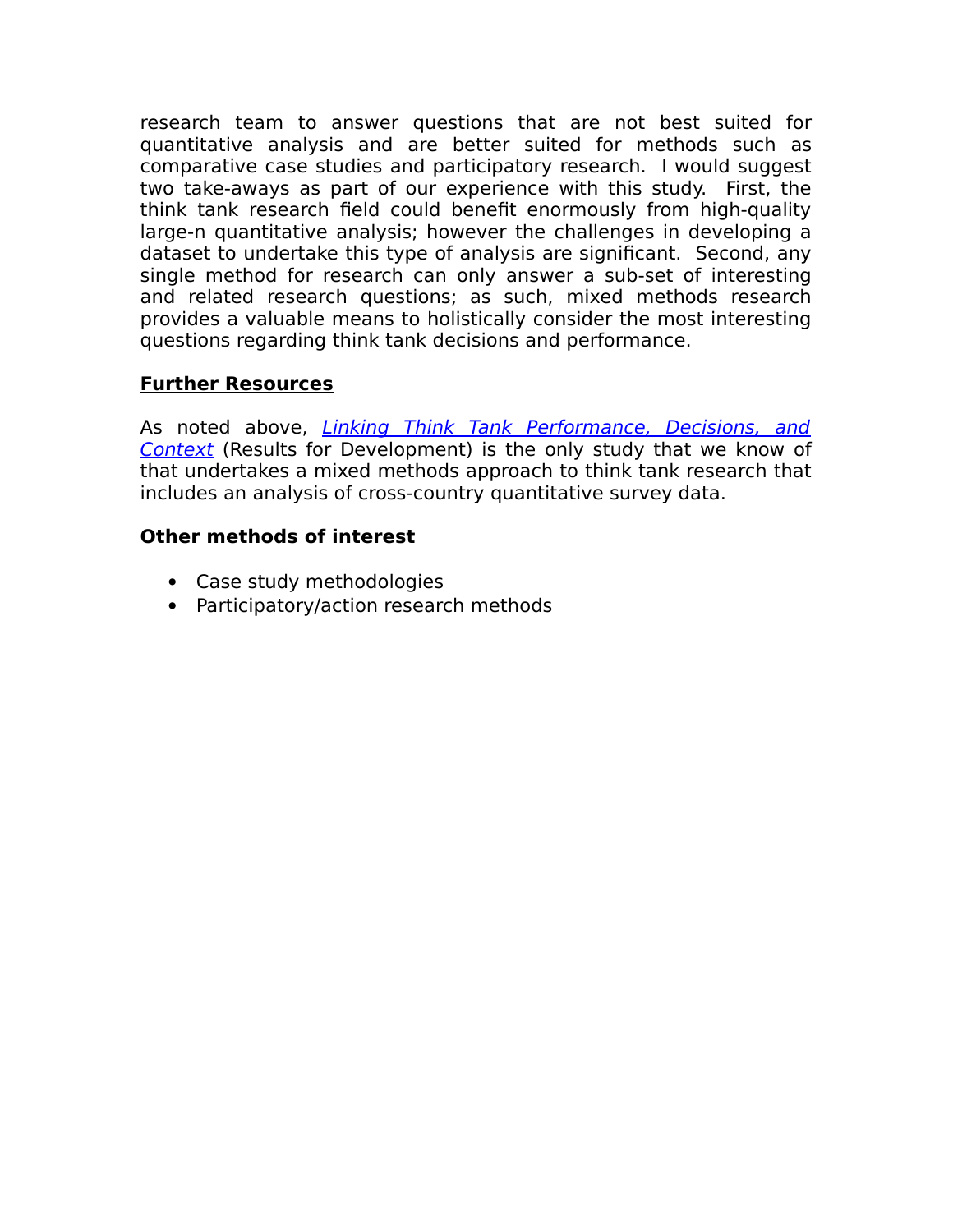research team to answer questions that are not best suited for quantitative analysis and are better suited for methods such as comparative case studies and participatory research. I would suggest two take-aways as part of our experience with this study. First, the think tank research field could benefit enormously from high-quality large-n quantitative analysis; however the challenges in developing a dataset to undertake this type of analysis are significant. Second, any single method for research can only answer a sub-set of interesting and related research questions; as such, mixed methods research provides a valuable means to holistically consider the most interesting questions regarding think tank decisions and performance.

**Further Resources**

As noted above, *Linking Think Tank Performance, Decisions, and Context* (Results for Development) is the only study that we know of that undertakes a mixed methods approach to think tank research that includes an analysis of cross-country quantitative survey data.

**Other methods of interest**

- Case study methodologies
- Participatory/action research methods